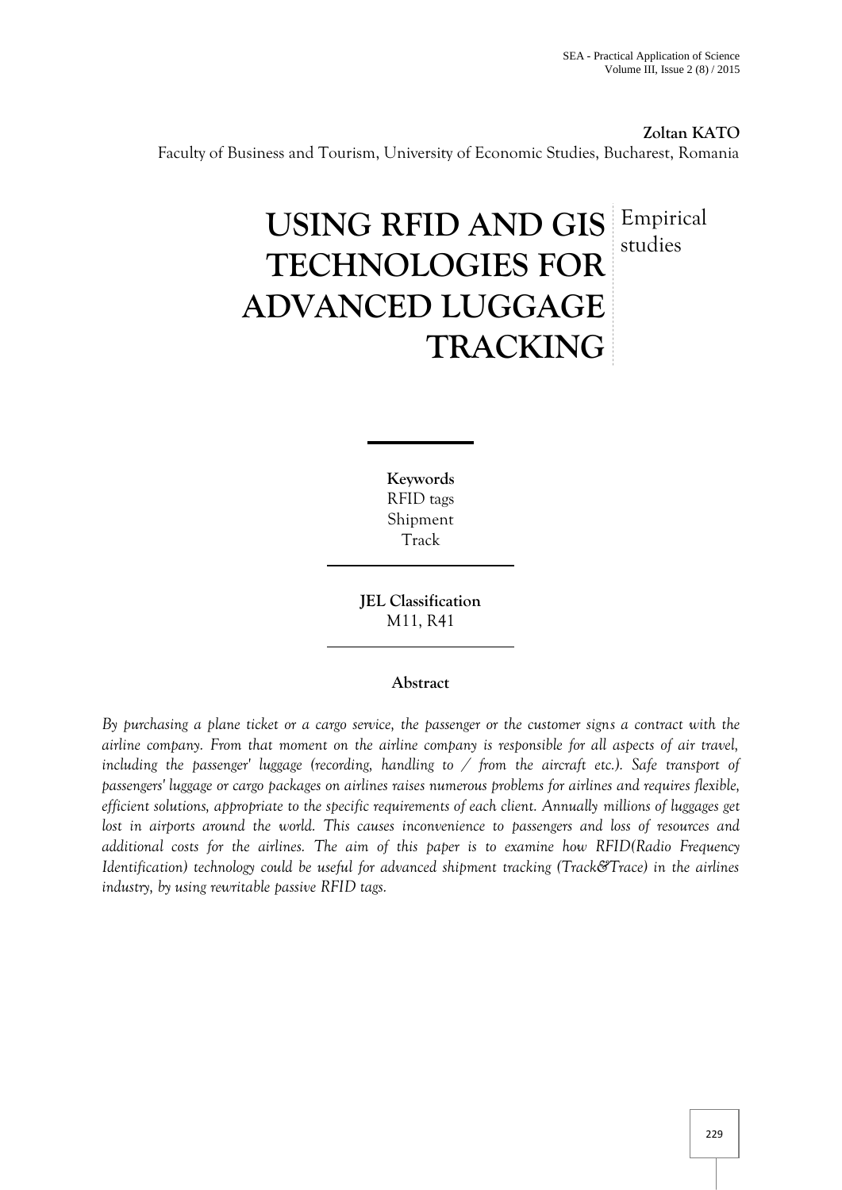**Zoltan KATO**
Faculty of Business and Tourism, University of Economic Studies, Bucharest, Romania

# USING RFID AND GIS TECHNOLOGIES FOR ADVANCED LUGGAGE TRACKING

Empirical studies

**Keywords**
RFID tags
Shipment
Track

**JEL Classification**
M11, R41

**Abstract**

*By purchasing a plane ticket or a cargo service, the passenger or the customer signs a contract with the airline company. From that moment on the airline company is responsible for all aspects of air travel, including the passenger' luggage (recording, handling to / from the aircraft etc.). Safe transport of passengers' luggage or cargo packages on airlines raises numerous problems for airlines and requires flexible, efficient solutions, appropriate to the specific requirements of each client. Annually millions of luggages get lost in airports around the world. This causes inconvenience to passengers and loss of resources and additional costs for the airlines. The aim of this paper is to examine how RFID(Radio Frequency Identification) technology could be useful for advanced shipment tracking (Track&Trace) in the airlines industry, by using rewritable passive RFID tags.*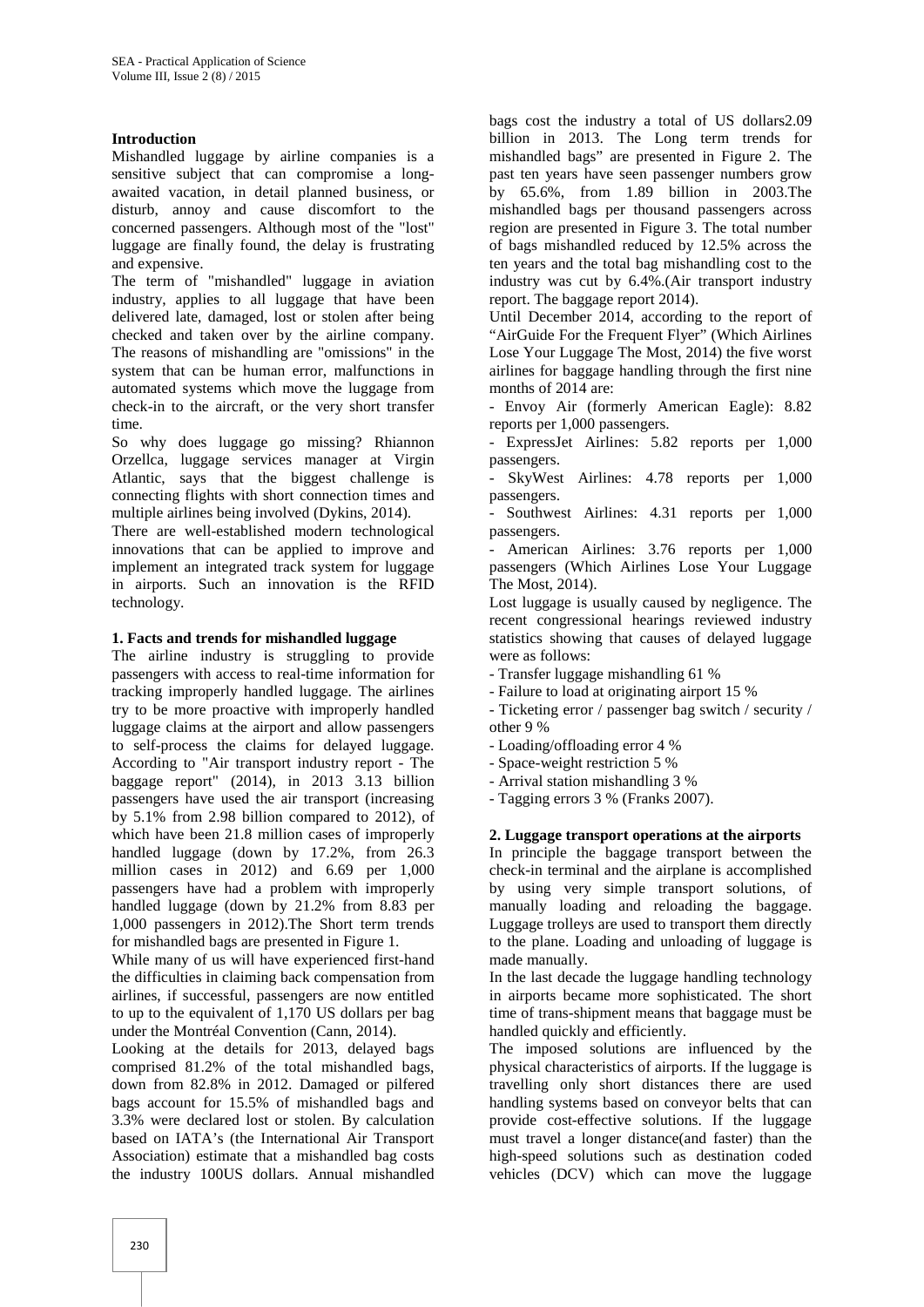### Introduction

Mishandled luggage by airline companies is a sensitive subject that can compromise a long-awaited vacation, in detail planned business, or disturb, annoy and cause discomfort to the concerned passengers. Although most of the "lost" luggage are finally found, the delay is frustrating and expensive.

The term of "mishandled" luggage in aviation industry, applies to all luggage that have been delivered late, damaged, lost or stolen after being checked and taken over by the airline company. The reasons of mishandling are "omissions" in the system that can be human error, malfunctions in automated systems which move the luggage from check-in to the aircraft, or the very short transfer time.

So why does luggage go missing? Rhiannon Orzellca, luggage services manager at Virgin Atlantic, says that the biggest challenge is connecting flights with short connection times and multiple airlines being involved (Dykins, 2014).

There are well-established modern technological innovations that can be applied to improve and implement an integrated track system for luggage in airports. Such an innovation is the RFID technology.

### 1. Facts and trends for mishandled luggage

The airline industry is struggling to provide passengers with access to real-time information for tracking improperly handled luggage. The airlines try to be more proactive with improperly handled luggage claims at the airport and allow passengers to self-process the claims for delayed luggage. According to "Air transport industry report - The baggage report" (2014), in 2013 3.13 billion passengers have used the air transport (increasing by 5.1% from 2.98 billion compared to 2012), of which have been 21.8 million cases of improperly handled luggage (down by 17.2%, from 26.3 million cases in 2012) and 6.69 per 1,000 passengers have had a problem with improperly handled luggage (down by 21.2% from 8.83 per 1,000 passengers in 2012).The Short term trends for mishandled bags are presented in Figure 1.

While many of us will have experienced first-hand the difficulties in claiming back compensation from airlines, if successful, passengers are now entitled to up to the equivalent of 1,170 US dollars per bag under the Montréal Convention (Cann, 2014).

Looking at the details for 2013, delayed bags comprised 81.2% of the total mishandled bags, down from 82.8% in 2012. Damaged or pilfered bags account for 15.5% of mishandled bags and 3.3% were declared lost or stolen. By calculation based on IATA's (the International Air Transport Association) estimate that a mishandled bag costs the industry 100US dollars. Annual mishandled bags cost the industry a total of US dollars2.09 billion in 2013. The Long term trends for mishandled bags" are presented in Figure 2. The past ten years have seen passenger numbers grow by 65.6%, from 1.89 billion in 2003.The mishandled bags per thousand passengers across region are presented in Figure 3. The total number of bags mishandled reduced by 12.5% across the ten years and the total bag mishandling cost to the industry was cut by 6.4%.(Air transport industry report. The baggage report 2014).

Until December 2014, according to the report of "AirGuide For the Frequent Flyer" (Which Airlines Lose Your Luggage The Most, 2014) the five worst airlines for baggage handling through the first nine months of 2014 are:

- Envoy Air (formerly American Eagle): 8.82 reports per 1,000 passengers.
- ExpressJet Airlines: 5.82 reports per 1,000 passengers.
- SkyWest Airlines: 4.78 reports per 1,000 passengers.
- Southwest Airlines: 4.31 reports per 1,000 passengers.
- American Airlines: 3.76 reports per 1,000 passengers (Which Airlines Lose Your Luggage The Most, 2014).

Lost luggage is usually caused by negligence. The recent congressional hearings reviewed industry statistics showing that causes of delayed luggage were as follows:

- Transfer luggage mishandling 61 %
- Failure to load at originating airport 15 %
- Ticketing error / passenger bag switch / security / other 9 %
- Loading/offloading error 4 %
- Space-weight restriction 5 %
- Arrival station mishandling 3 %
- Tagging errors 3 % (Franks 2007).

### 2. Luggage transport operations at the airports

In principle the baggage transport between the check-in terminal and the airplane is accomplished by using very simple transport solutions, of manually loading and reloading the baggage. Luggage trolleys are used to transport them directly to the plane. Loading and unloading of luggage is made manually.

In the last decade the luggage handling technology in airports became more sophisticated. The short time of trans-shipment means that baggage must be handled quickly and efficiently.

The imposed solutions are influenced by the physical characteristics of airports. If the luggage is travelling only short distances there are used handling systems based on conveyor belts that can provide cost-effective solutions. If the luggage must travel a longer distance(and faster) than the high-speed solutions such as destination coded vehicles (DCV) which can move the luggage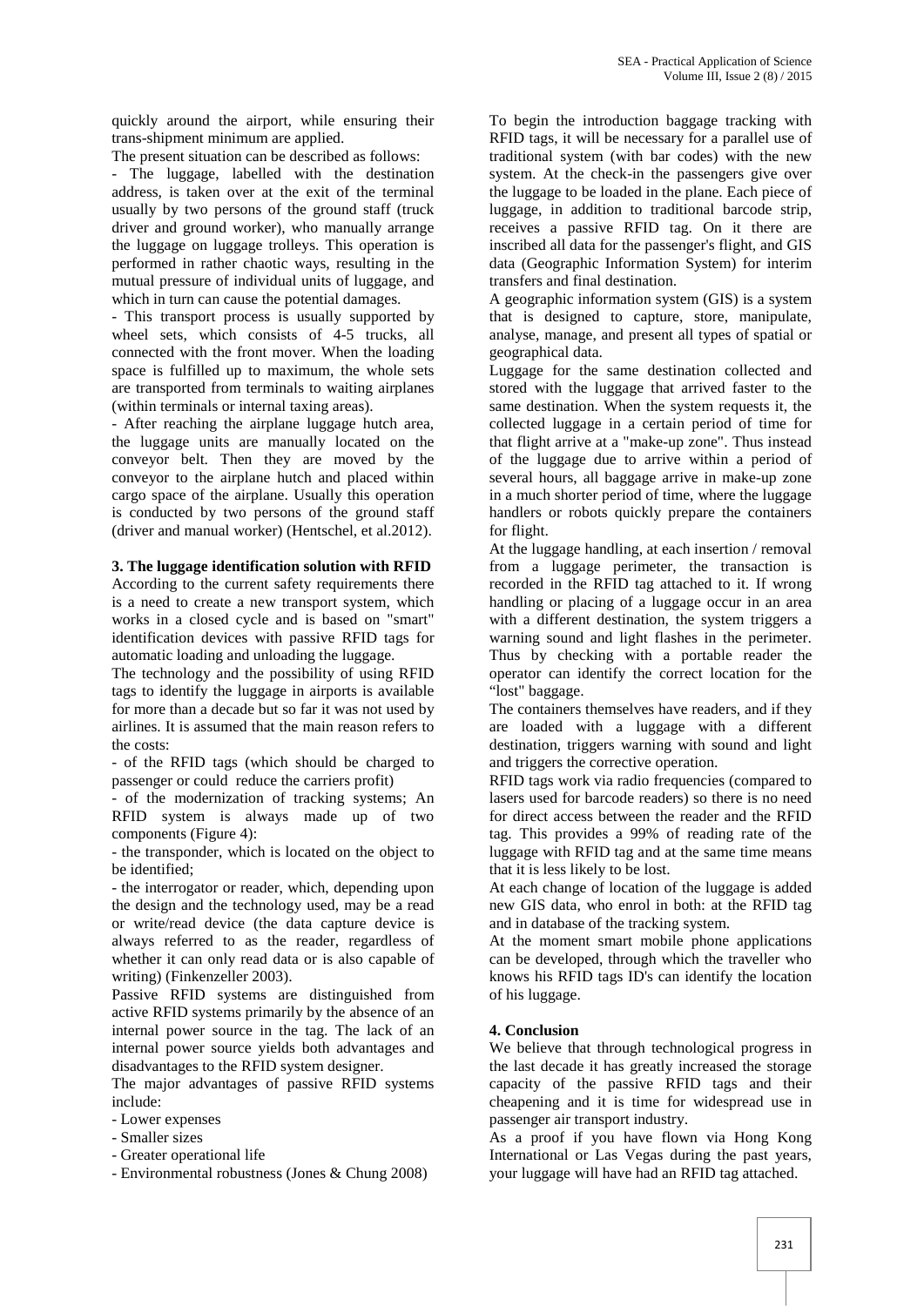quickly around the airport, while ensuring their trans-shipment minimum are applied.

The present situation can be described as follows:

- The luggage, labelled with the destination address, is taken over at the exit of the terminal usually by two persons of the ground staff (truck driver and ground worker), who manually arrange the luggage on luggage trolleys. This operation is performed in rather chaotic ways, resulting in the mutual pressure of individual units of luggage, and which in turn can cause the potential damages.
- This transport process is usually supported by wheel sets, which consists of 4-5 trucks, all connected with the front mover. When the loading space is fulfilled up to maximum, the whole sets are transported from terminals to waiting airplanes (within terminals or internal taxing areas).
- After reaching the airplane luggage hutch area, the luggage units are manually located on the conveyor belt. Then they are moved by the conveyor to the airplane hutch and placed within cargo space of the airplane. Usually this operation is conducted by two persons of the ground staff (driver and manual worker) (Hentschel, et al.2012).

**3. The luggage identification solution with RFID**

According to the current safety requirements there is a need to create a new transport system, which works in a closed cycle and is based on "smart" identification devices with passive RFID tags for automatic loading and unloading the luggage.

The technology and the possibility of using RFID tags to identify the luggage in airports is available for more than a decade but so far it was not used by airlines. It is assumed that the main reason refers to the costs:

- of the RFID tags (which should be charged to passenger or could reduce the carriers profit)
- of the modernization of tracking systems; An RFID system is always made up of two components (Figure 4):
- the transponder, which is located on the object to be identified;
- the interrogator or reader, which, depending upon the design and the technology used, may be a read or write/read device (the data capture device is always referred to as the reader, regardless of whether it can only read data or is also capable of writing) (Finkenzeller 2003).

Passive RFID systems are distinguished from active RFID systems primarily by the absence of an internal power source in the tag. The lack of an internal power source yields both advantages and disadvantages to the RFID system designer.

The major advantages of passive RFID systems include:

- Lower expenses
- Smaller sizes
- Greater operational life
- Environmental robustness (Jones & Chung 2008)

To begin the introduction baggage tracking with RFID tags, it will be necessary for a parallel use of traditional system (with bar codes) with the new system. At the check-in the passengers give over the luggage to be loaded in the plane. Each piece of luggage, in addition to traditional barcode strip, receives a passive RFID tag. On it there are inscribed all data for the passenger's flight, and GIS data (Geographic Information System) for interim transfers and final destination.

A geographic information system (GIS) is a system that is designed to capture, store, manipulate, analyse, manage, and present all types of spatial or geographical data.

Luggage for the same destination collected and stored with the luggage that arrived faster to the same destination. When the system requests it, the collected luggage in a certain period of time for that flight arrive at a "make-up zone". Thus instead of the luggage due to arrive within a period of several hours, all baggage arrive in make-up zone in a much shorter period of time, where the luggage handlers or robots quickly prepare the containers for flight.

At the luggage handling, at each insertion / removal from a luggage perimeter, the transaction is recorded in the RFID tag attached to it. If wrong handling or placing of a luggage occur in an area with a different destination, the system triggers a warning sound and light flashes in the perimeter. Thus by checking with a portable reader the operator can identify the correct location for the "lost" baggage.

The containers themselves have readers, and if they are loaded with a luggage with a different destination, triggers warning with sound and light and triggers the corrective operation.

RFID tags work via radio frequencies (compared to lasers used for barcode readers) so there is no need for direct access between the reader and the RFID tag. This provides a 99% of reading rate of the luggage with RFID tag and at the same time means that it is less likely to be lost.

At each change of location of the luggage is added new GIS data, who enrol in both: at the RFID tag and in database of the tracking system.

At the moment smart mobile phone applications can be developed, through which the traveller who knows his RFID tags ID's can identify the location of his luggage.

**4. Conclusion**

We believe that through technological progress in the last decade it has greatly increased the storage capacity of the passive RFID tags and their cheapening and it is time for widespread use in passenger air transport industry.

As a proof if you have flown via Hong Kong International or Las Vegas during the past years, your luggage will have had an RFID tag attached.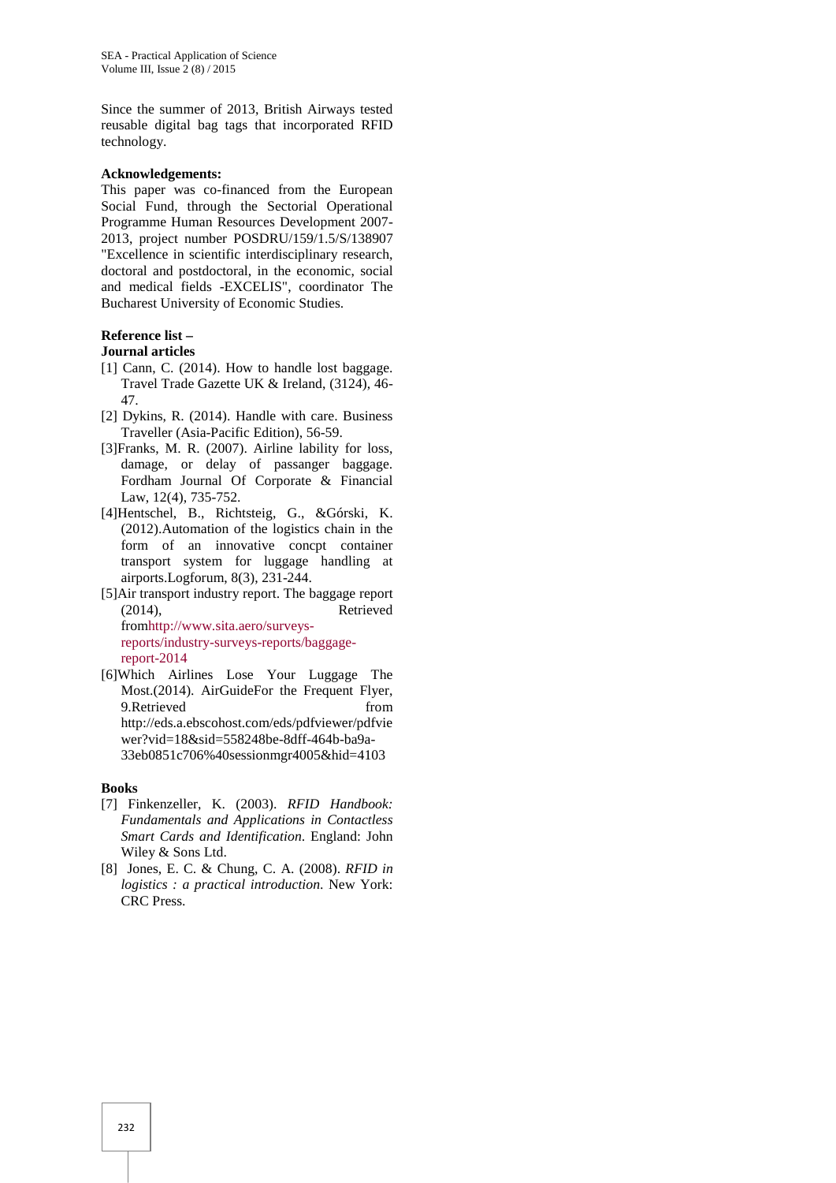Since the summer of 2013, British Airways tested reusable digital bag tags that incorporated RFID technology.

**Acknowledgements:**

This paper was co-financed from the European Social Fund, through the Sectorial Operational Programme Human Resources Development 2007-2013, project number POSDRU/159/1.5/S/138907 "Excellence in scientific interdisciplinary research, doctoral and postdoctoral, in the economic, social and medical fields -EXCELIS", coordinator The Bucharest University of Economic Studies.

**Reference list –**
**Journal articles**

[1] Cann, C. (2014). How to handle lost baggage. Travel Trade Gazette UK & Ireland, (3124), 46-47.

[2] Dykins, R. (2014). Handle with care. Business Traveller (Asia-Pacific Edition), 56-59.

[3]Franks, M. R. (2007). Airline lability for loss, damage, or delay of passanger baggage. Fordham Journal Of Corporate & Financial Law, 12(4), 735-752.

[4]Hentschel, B., Richtsteig, G., &Górski, K. (2012).Automation of the logistics chain in the form of an innovative concpt container transport system for luggage handling at airports.Logforum, 8(3), 231-244.

[5]Air transport industry report. The baggage report (2014), Retrieved fromhttp://www.sita.aero/surveys-reports/industry-surveys-reports/baggage-report-2014

[6]Which Airlines Lose Your Luggage The Most.(2014). AirGuideFor the Frequent Flyer, 9.Retrieved from http://eds.a.ebscohost.com/eds/pdfviewer/pdfviewer?vid=18&sid=558248be-8dff-464b-ba9a-33eb0851c706%40sessionmgr4005&hid=4103

**Books**

[7] Finkenzeller, K. (2003). *RFID Handbook: Fundamentals and Applications in Contactless Smart Cards and Identification*. England: John Wiley & Sons Ltd.

[8] Jones, E. C. & Chung, C. A. (2008). *RFID in logistics : a practical introduction*. New York: CRC Press.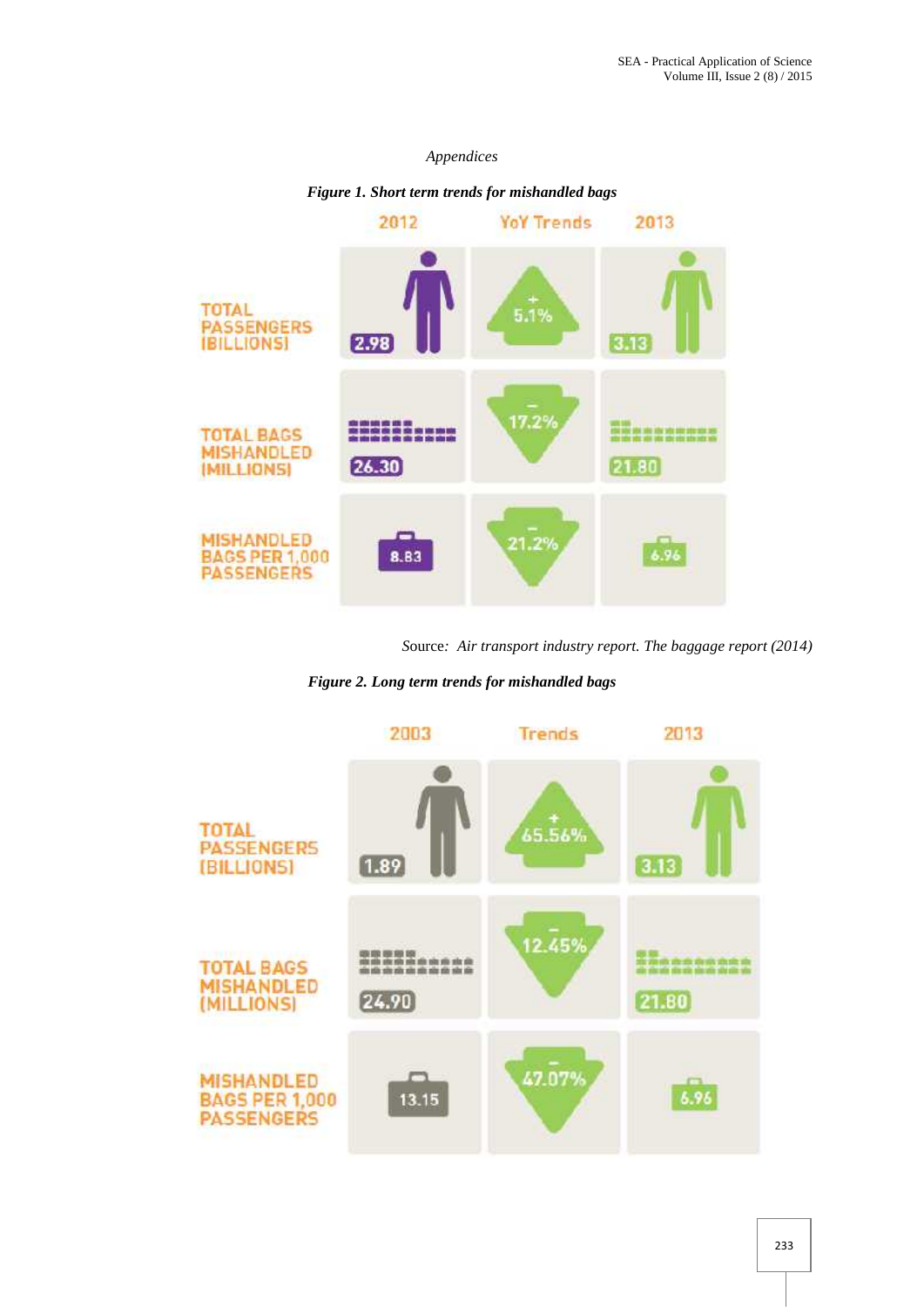*Appendices*

***Figure 1. Short term trends for mishandled bags***

| | 2012 | YoY Trends | 2013 |
|---|---|---|---|
| TOTAL PASSENGERS (BILLIONS) | 2.98 | + 5.1% | 3.13 |
| TOTAL BAGS MISHANDLED (MILLIONS) | 26.30 | − 17.2% | 21.80 |
| MISHANDLED BAGS PER 1,000 PASSENGERS | 8.83 | − 21.2% | 6.96 |

Source*: Air transport industry report. The baggage report (2014)*

***Figure 2. Long term trends for mishandled bags***

| | 2003 | Trends | 2013 |
|---|---|---|---|
| TOTAL PASSENGERS (BILLIONS) | 1.89 | + 65.56% | 3.13 |
| TOTAL BAGS MISHANDLED (MILLIONS) | 24.90 | − 12.45% | 21.80 |
| MISHANDLED BAGS PER 1,000 PASSENGERS | 13.15 | − 47.07% | 6.96 |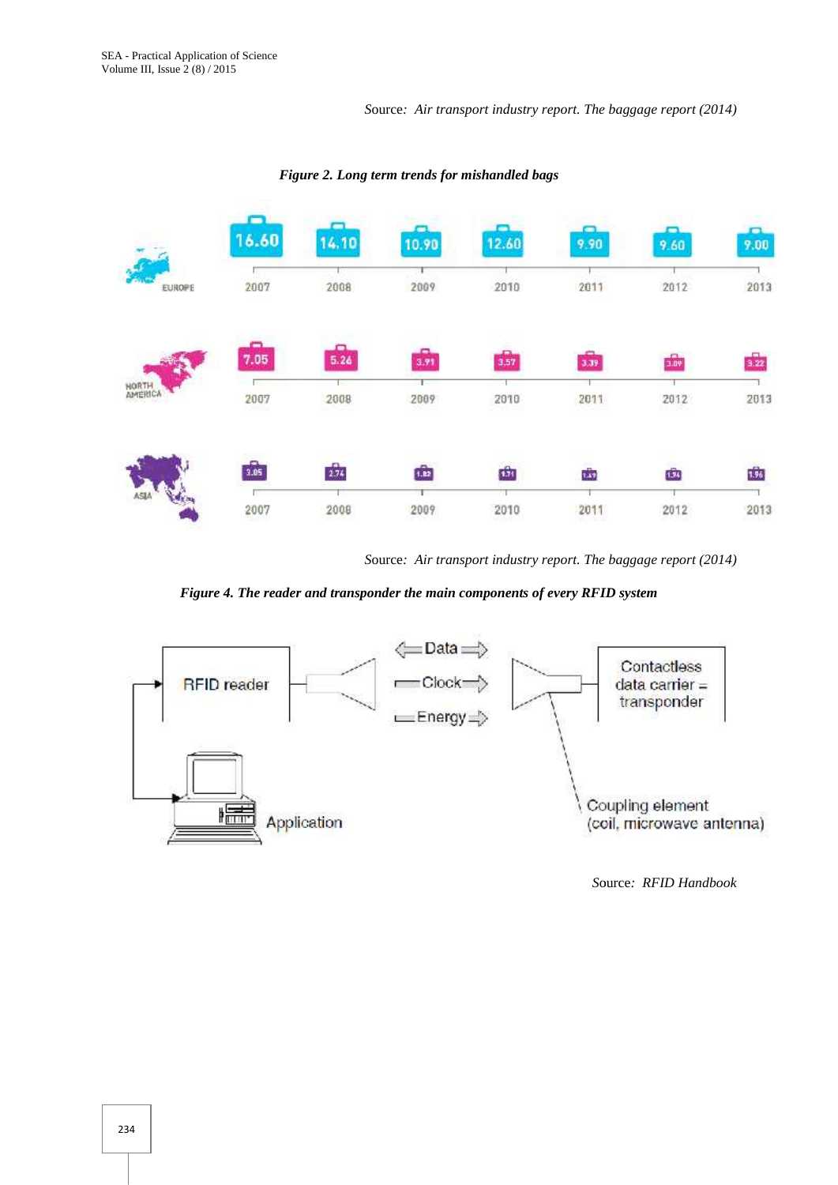Source: *Air transport industry report. The baggage report (2014)*

***Figure 2. Long term trends for mishandled bags***

EUROPE
16.60 2007
14.10 2008
10.90 2009
12.60 2010
9.90 2011
9.60 2012
9.00 2013

NORTH AMERICA
7.05 2007
5.26 2008
3.91 2009
3.57 2010
3.39 2011
3.09 2012
3.22 2013

ASIA
3.05 2007
2.74 2008
1.82 2009
1.71 2010
1.49 2011
1.74 2012
1.96 2013

Source: *Air transport industry report. The baggage report (2014)*

***Figure 4. The reader and transponder the main components of every RFID system***

RFID reader
Data
Clock
Energy
Contactless data carrier = transponder
Application
Coupling element (coil, microwave antenna)

Source: *RFID Handbook*